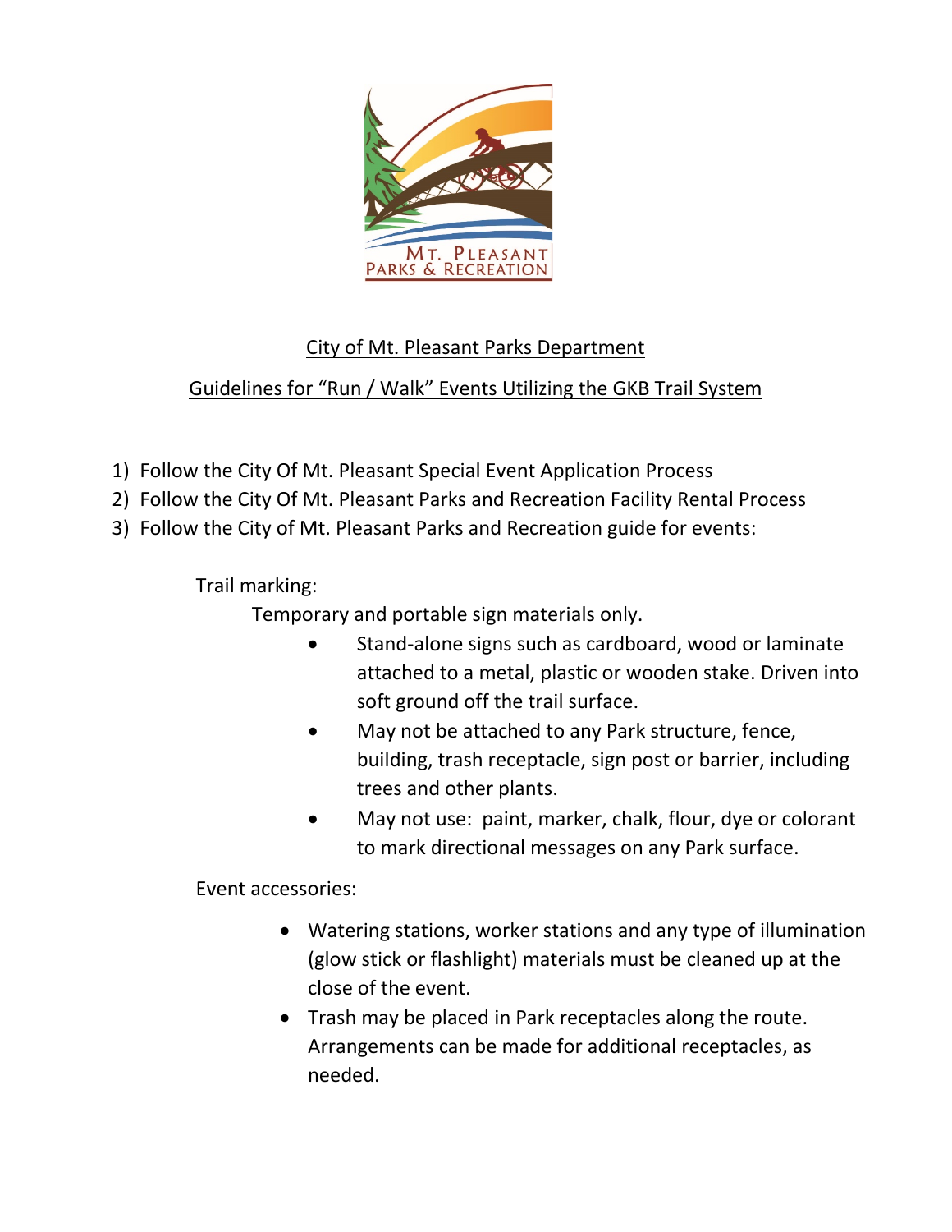MT. PLEASANT
PARKS & RECREATION

## City of Mt. Pleasant Parks Department

## Guidelines for "Run / Walk" Events Utilizing the GKB Trail System

1) Follow the City Of Mt. Pleasant Special Event Application Process
2) Follow the City Of Mt. Pleasant Parks and Recreation Facility Rental Process
3) Follow the City of Mt. Pleasant Parks and Recreation guide for events:

Trail marking:

Temporary and portable sign materials only.

- Stand-alone signs such as cardboard, wood or laminate attached to a metal, plastic or wooden stake. Driven into soft ground off the trail surface.
- May not be attached to any Park structure, fence, building, trash receptacle, sign post or barrier, including trees and other plants.
- May not use: paint, marker, chalk, flour, dye or colorant to mark directional messages on any Park surface.

Event accessories:

- Watering stations, worker stations and any type of illumination (glow stick or flashlight) materials must be cleaned up at the close of the event.
- Trash may be placed in Park receptacles along the route. Arrangements can be made for additional receptacles, as needed.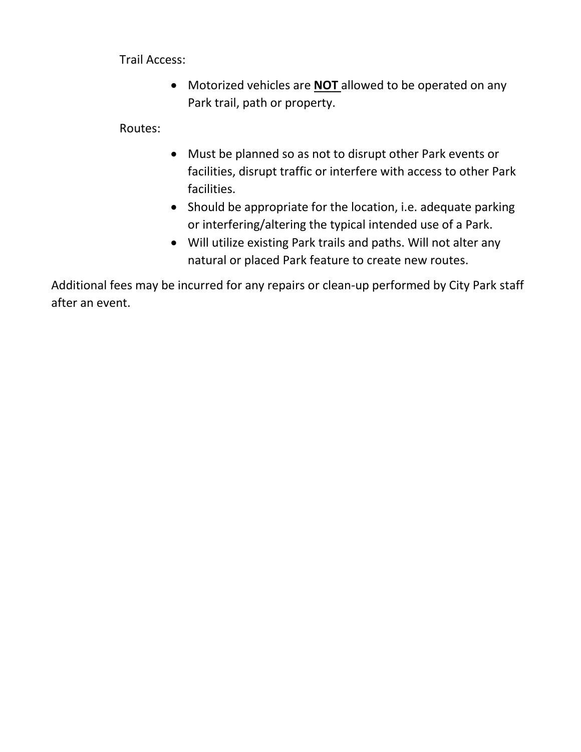Trail Access:

- Motorized vehicles are **NOT** allowed to be operated on any Park trail, path or property.

Routes:

- Must be planned so as not to disrupt other Park events or facilities, disrupt traffic or interfere with access to other Park facilities.
- Should be appropriate for the location, i.e. adequate parking or interfering/altering the typical intended use of a Park.
- Will utilize existing Park trails and paths. Will not alter any natural or placed Park feature to create new routes.

Additional fees may be incurred for any repairs or clean-up performed by City Park staff after an event.